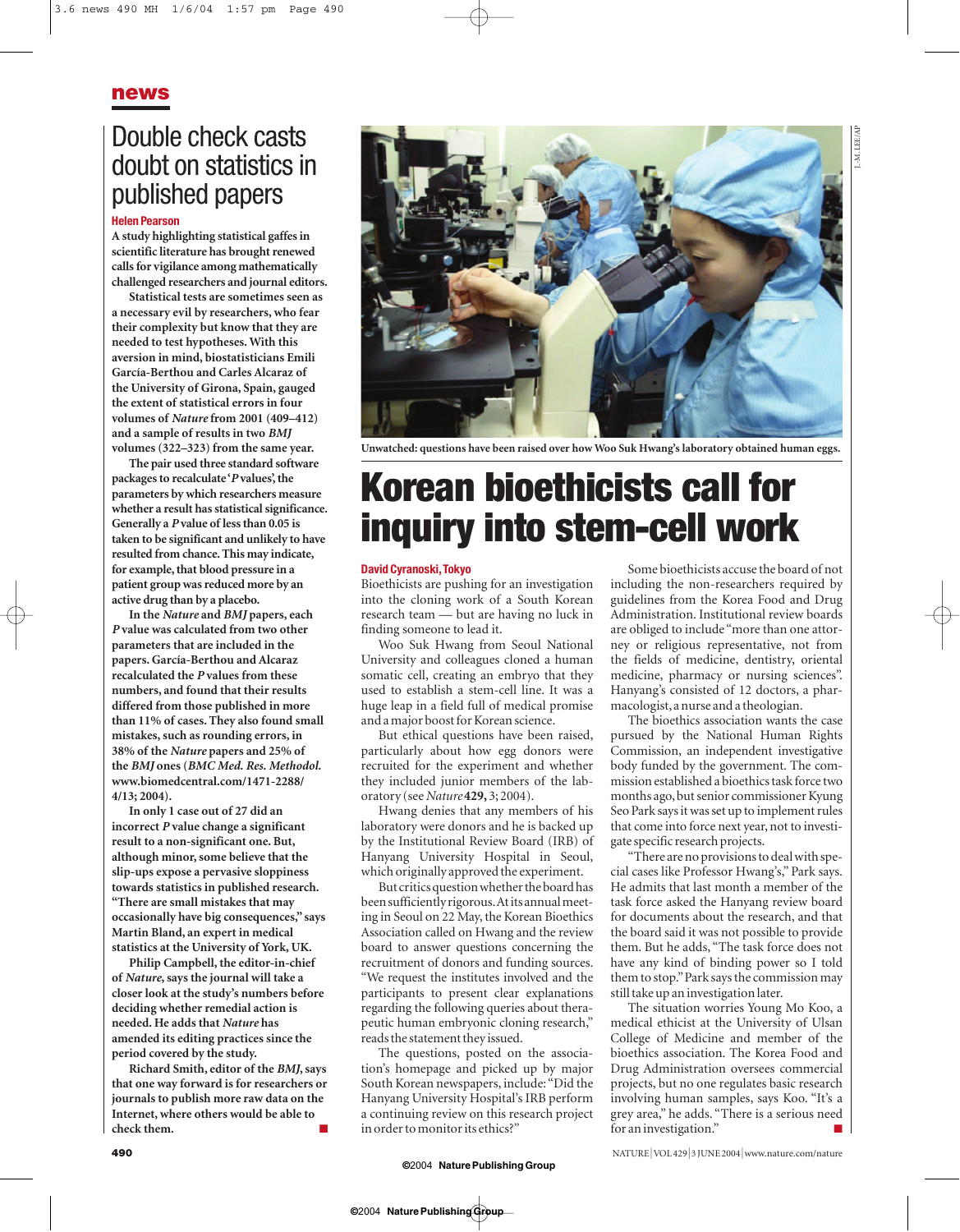news

# Double check casts doubt on statistics in published papers

**Helen Pearson**

**A study highlighting statistical gaffes in scientific literature has brought renewed calls for vigilance among mathematically challenged researchers and journal editors.**

**Statistical tests are sometimes seen as a necessary evil by researchers, who fear their complexity but know that they are needed to test hypotheses. With this aversion in mind, biostatisticians Emili García-Berthou and Carles Alcaraz of the University of Girona, Spain, gauged the extent of statistical errors in four volumes of *Nature* from 2001 (409–412) and a sample of results in two *BMJ* volumes (322–323) from the same year.**

**The pair used three standard software packages to recalculate '*P* values', the parameters by which researchers measure whether a result has statistical significance. Generally a *P* value of less than 0.05 is taken to be significant and unlikely to have resulted from chance. This may indicate, for example, that blood pressure in a patient group was reduced more by an active drug than by a placebo.**

**In the *Nature* and *BMJ* papers, each *P* value was calculated from two other parameters that are included in the papers. García-Berthou and Alcaraz recalculated the *P* values from these numbers, and found that their results differed from those published in more than 11% of cases. They also found small mistakes, such as rounding errors, in 38% of the *Nature* papers and 25% of the *BMJ* ones (*BMC Med. Res. Methodol.* www.biomedcentral.com/1471-2288/4/13; 2004).**

**In only 1 case out of 27 did an incorrect *P* value change a significant result to a non-significant one. But, although minor, some believe that the slip-ups expose a pervasive sloppiness towards statistics in published research. "There are small mistakes that may occasionally have big consequences," says Martin Bland, an expert in medical statistics at the University of York, UK.**

**Philip Campbell, the editor-in-chief of *Nature*, says the journal will take a closer look at the study's numbers before deciding whether remedial action is needed. He adds that *Nature* has amended its editing practices since the period covered by the study.**

**Richard Smith, editor of the *BMJ*, says that one way forward is for researchers or journals to publish more raw data on the Internet, where others would be able to check them.** ■

Unwatched: questions have been raised over how Woo Suk Hwang's laboratory obtained human eggs.

# Korean bioethicists call for inquiry into stem-cell work

**David Cyranoski, Tokyo**

Bioethicists are pushing for an investigation into the cloning work of a South Korean research team — but are having no luck in finding someone to lead it.

Woo Suk Hwang from Seoul National University and colleagues cloned a human somatic cell, creating an embryo that they used to establish a stem-cell line. It was a huge leap in a field full of medical promise and a major boost for Korean science.

But ethical questions have been raised, particularly about how egg donors were recruited for the experiment and whether they included junior members of the laboratory (see *Nature* **429**, 3; 2004).

Hwang denies that any members of his laboratory were donors and he is backed up by the Institutional Review Board (IRB) of Hanyang University Hospital in Seoul, which originally approved the experiment.

But critics question whether the board has been sufficiently rigorous. At its annual meeting in Seoul on 22 May, the Korean Bioethics Association called on Hwang and the review board to answer questions concerning the recruitment of donors and funding sources. "We request the institutes involved and the participants to present clear explanations regarding the following queries about therapeutic human embryonic cloning research," reads the statement they issued.

The questions, posted on the association's homepage and picked up by major South Korean newspapers, include: "Did the Hanyang University Hospital's IRB perform a continuing review on this research project in order to monitor its ethics?"

Some bioethicists accuse the board of not including the non-researchers required by guidelines from the Korea Food and Drug Administration. Institutional review boards are obliged to include "more than one attorney or religious representative, not from the fields of medicine, dentistry, oriental medicine, pharmacy or nursing sciences". Hanyang's consisted of 12 doctors, a pharmacologist, a nurse and a theologian.

The bioethics association wants the case pursued by the National Human Rights Commission, an independent investigative body funded by the government. The commission established a bioethics task force two months ago, but senior commissioner Kyung Seo Park says it was set up to implement rules that come into force next year, not to investigate specific research projects.

"There are no provisions to deal with special cases like Professor Hwang's," Park says. He admits that last month a member of the task force asked the Hanyang review board for documents about the research, and that the board said it was not possible to provide them. But he adds, "The task force does not have any kind of binding power so I told them to stop." Park says the commission may still take up an investigation later.

The situation worries Young Mo Koo, a medical ethicist at the University of Ulsan College of Medicine and member of the bioethics association. The Korea Food and Drug Administration oversees commercial projects, but no one regulates basic research involving human samples, says Koo. "It's a grey area," he adds. "There is a serious need for an investigation." ■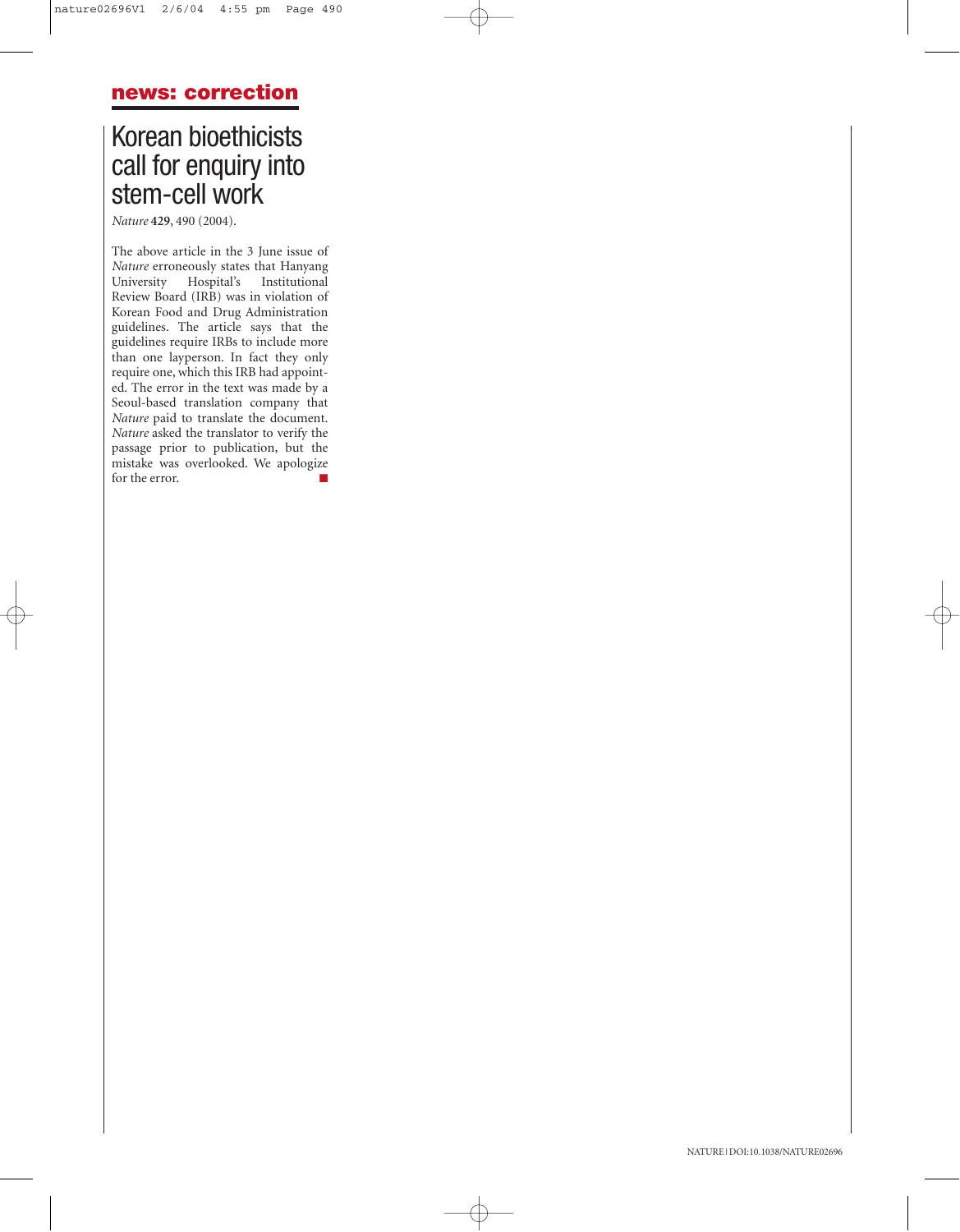**news: correction**

# Korean bioethicists call for enquiry into stem-cell work

*Nature* **429**, 490 (2004).

The above article in the 3 June issue of *Nature* erroneously states that Hanyang University Hospital's Institutional Review Board (IRB) was in violation of Korean Food and Drug Administration guidelines. The article says that the guidelines require IRBs to include more than one layperson. In fact they only require one, which this IRB had appointed. The error in the text was made by a Seoul-based translation company that *Nature* paid to translate the document. *Nature* asked the translator to verify the passage prior to publication, but the mistake was overlooked. We apologize for the error.

NATURE | DOI:10.1038/NATURE02696